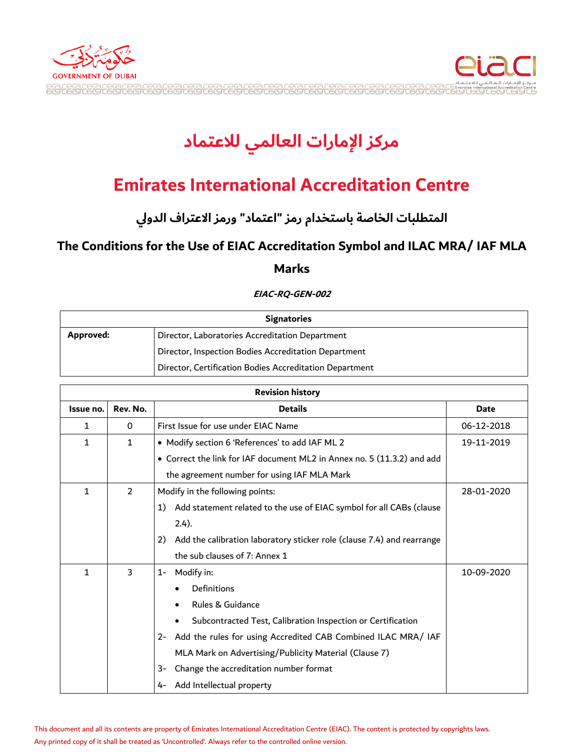# مركز الإمارات العالمي للاعتماد

# Emirates International Accreditation Centre

## المتطلبات الخاصة باستخدام رمز "اعتماد" ورمز الاعتراف الدولي

## The Conditions for the Use of EIAC Accreditation Symbol and ILAC MRA/ IAF MLA Marks

***EIAC-RQ-GEN-002***

| Signatories | |
|---|---|
| **Approved:** | Director, Laboratories Accreditation Department<br>Director, Inspection Bodies Accreditation Department<br>Director, Certification Bodies Accreditation Department |

| Revision history | | | |
|---|---|---|---|
| **Issue no.** | **Rev. No.** | **Details** | **Date** |
| 1 | 0 | First Issue for use under EIAC Name | 06-12-2018 |
| 1 | 1 | • Modify section 6 'References' to add IAF ML 2<br>• Correct the link for IAF document ML2 in Annex no. 5 (11.3.2) and add the agreement number for using IAF MLA Mark | 19-11-2019 |
| 1 | 2 | Modify in the following points:<br>1) Add statement related to the use of EIAC symbol for all CABs (clause 2.4).<br>2) Add the calibration laboratory sticker role (clause 7.4) and rearrange the sub clauses of 7: Annex 1 | 28-01-2020 |
| 1 | 3 | 1- Modify in:<br>• Definitions<br>• Rules & Guidance<br>• Subcontracted Test, Calibration Inspection or Certification<br>2- Add the rules for using Accredited CAB Combined ILAC MRA/ IAF MLA Mark on Advertising/Publicity Material (Clause 7)<br>3- Change the accreditation number format<br>4- Add Intellectual property | 10-09-2020 |

This document and all its contents are property of Emirates International Accreditation Centre (EIAC). The content is protected by copyrights laws. Any printed copy of it shall be treated as 'Uncontrolled'. Always refer to the controlled online version.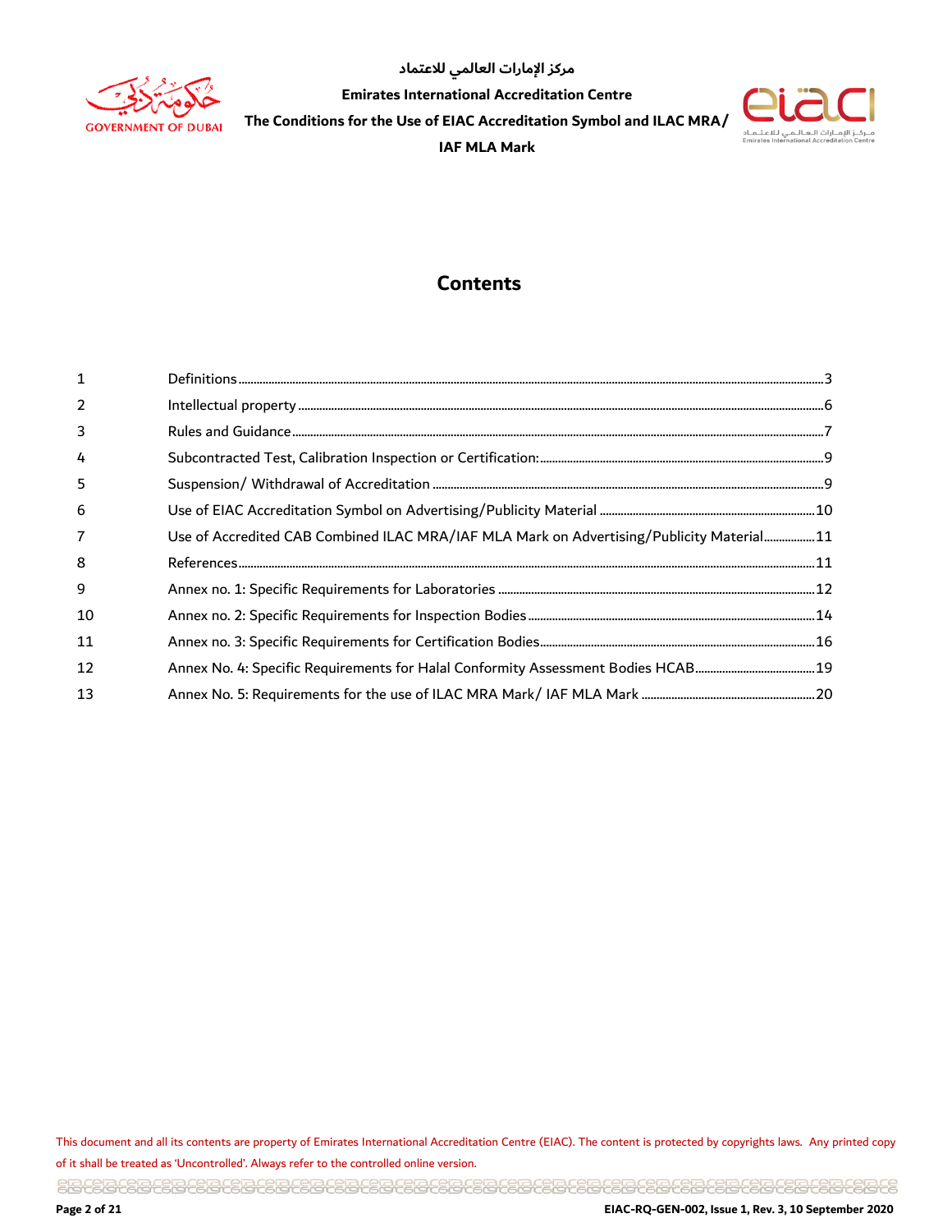# Contents

| | | |
|---|---|---|
| 1 | Definitions | 3 |
| 2 | Intellectual property | 6 |
| 3 | Rules and Guidance | 7 |
| 4 | Subcontracted Test, Calibration Inspection or Certification: | 9 |
| 5 | Suspension/ Withdrawal of Accreditation | 9 |
| 6 | Use of EIAC Accreditation Symbol on Advertising/Publicity Material | 10 |
| 7 | Use of Accredited CAB Combined ILAC MRA/IAF MLA Mark on Advertising/Publicity Material | 11 |
| 8 | References | 11 |
| 9 | Annex no. 1: Specific Requirements for Laboratories | 12 |
| 10 | Annex no. 2: Specific Requirements for Inspection Bodies | 14 |
| 11 | Annex no. 3: Specific Requirements for Certification Bodies | 16 |
| 12 | Annex No. 4: Specific Requirements for Halal Conformity Assessment Bodies HCAB | 19 |
| 13 | Annex No. 5: Requirements for the use of ILAC MRA Mark/ IAF MLA Mark | 20 |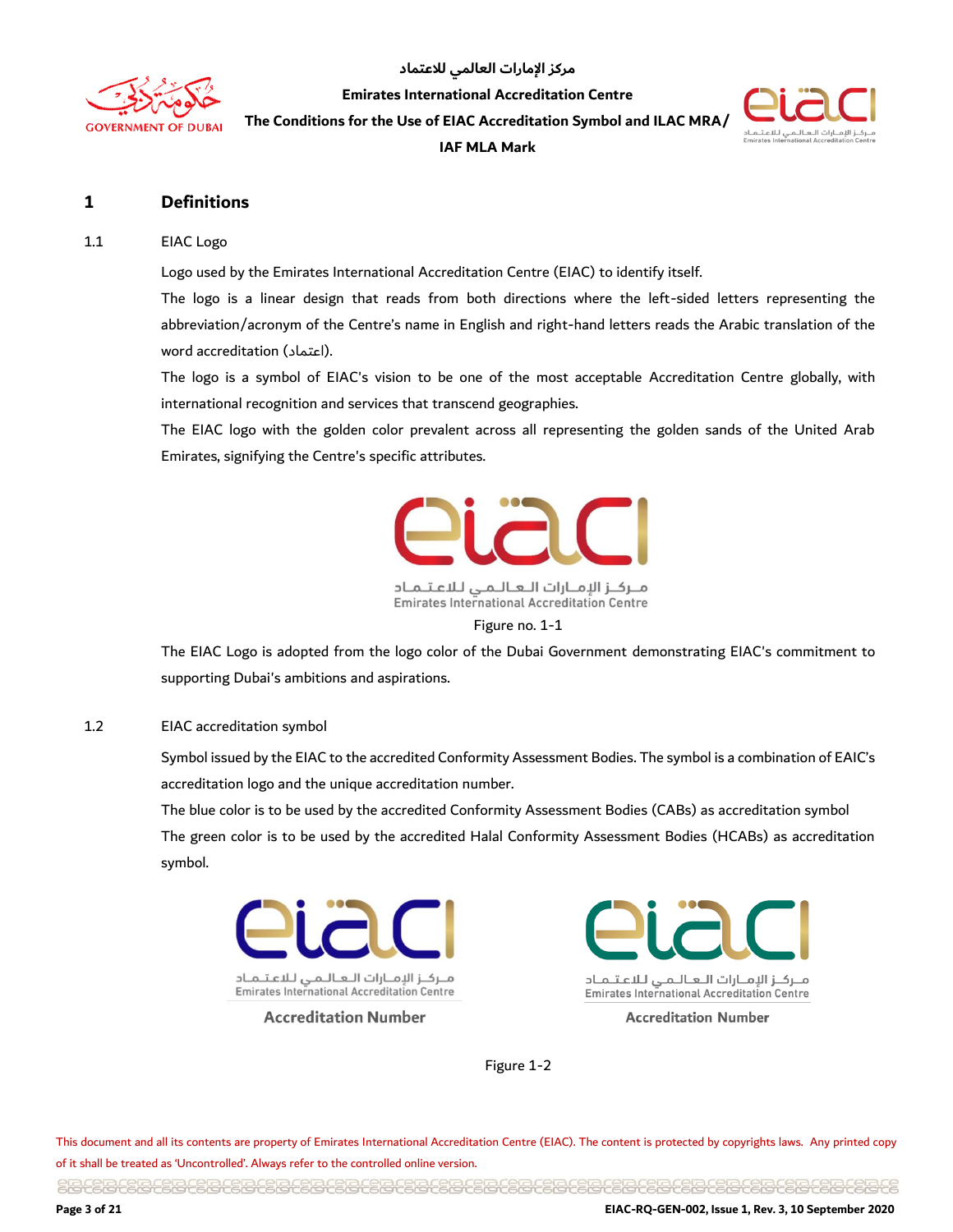## 1 Definitions

### 1.1 EIAC Logo

Logo used by the Emirates International Accreditation Centre (EIAC) to identify itself.

The logo is a linear design that reads from both directions where the left-sided letters representing the abbreviation/acronym of the Centre's name in English and right-hand letters reads the Arabic translation of the word accreditation (اعتماد).

The logo is a symbol of EIAC's vision to be one of the most acceptable Accreditation Centre globally, with international recognition and services that transcend geographies.

The EIAC logo with the golden color prevalent across all representing the golden sands of the United Arab Emirates, signifying the Centre's specific attributes.

Figure no. 1-1

The EIAC Logo is adopted from the logo color of the Dubai Government demonstrating EIAC's commitment to supporting Dubai's ambitions and aspirations.

### 1.2 EIAC accreditation symbol

Symbol issued by the EIAC to the accredited Conformity Assessment Bodies. The symbol is a combination of EAIC's accreditation logo and the unique accreditation number.

The blue color is to be used by the accredited Conformity Assessment Bodies (CABs) as accreditation symbol

The green color is to be used by the accredited Halal Conformity Assessment Bodies (HCABs) as accreditation symbol.

Accreditation Number

Accreditation Number

Figure 1-2

This document and all its contents are property of Emirates International Accreditation Centre (EIAC). The content is protected by copyrights laws. Any printed copy of it shall be treated as 'Uncontrolled'. Always refer to the controlled online version.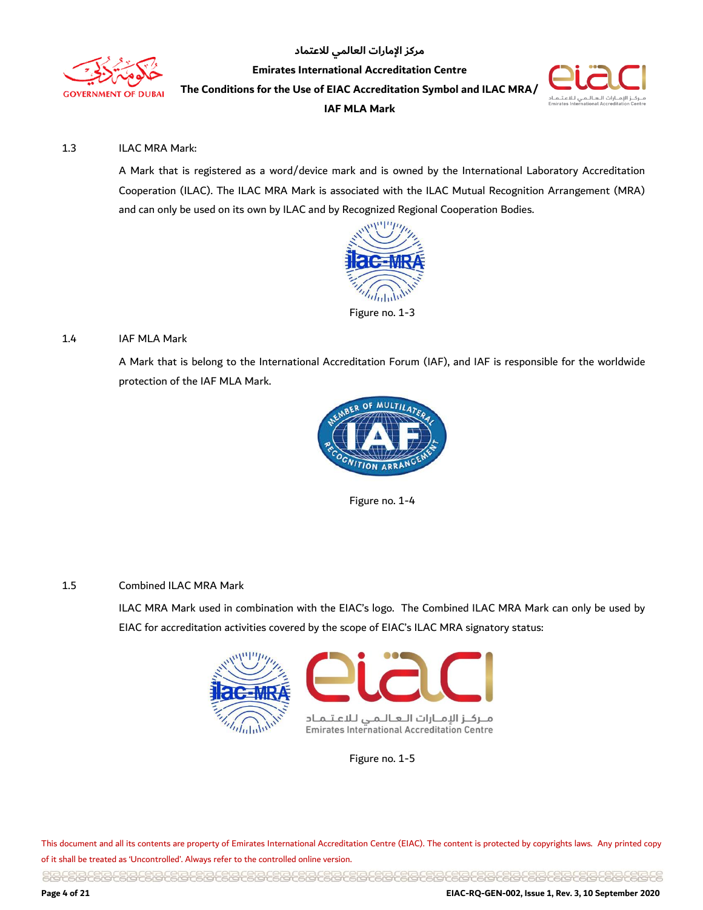1.3 ILAC MRA Mark:

A Mark that is registered as a word/device mark and is owned by the International Laboratory Accreditation Cooperation (ILAC). The ILAC MRA Mark is associated with the ILAC Mutual Recognition Arrangement (MRA) and can only be used on its own by ILAC and by Recognized Regional Cooperation Bodies.

Figure no. 1-3

1.4 IAF MLA Mark

A Mark that is belong to the International Accreditation Forum (IAF), and IAF is responsible for the worldwide protection of the IAF MLA Mark.

Figure no. 1-4

1.5 Combined ILAC MRA Mark

ILAC MRA Mark used in combination with the EIAC's logo. The Combined ILAC MRA Mark can only be used by EIAC for accreditation activities covered by the scope of EIAC's ILAC MRA signatory status:

Figure no. 1-5

This document and all its contents are property of Emirates International Accreditation Centre (EIAC). The content is protected by copyrights laws. Any printed copy of it shall be treated as 'Uncontrolled'. Always refer to the controlled online version.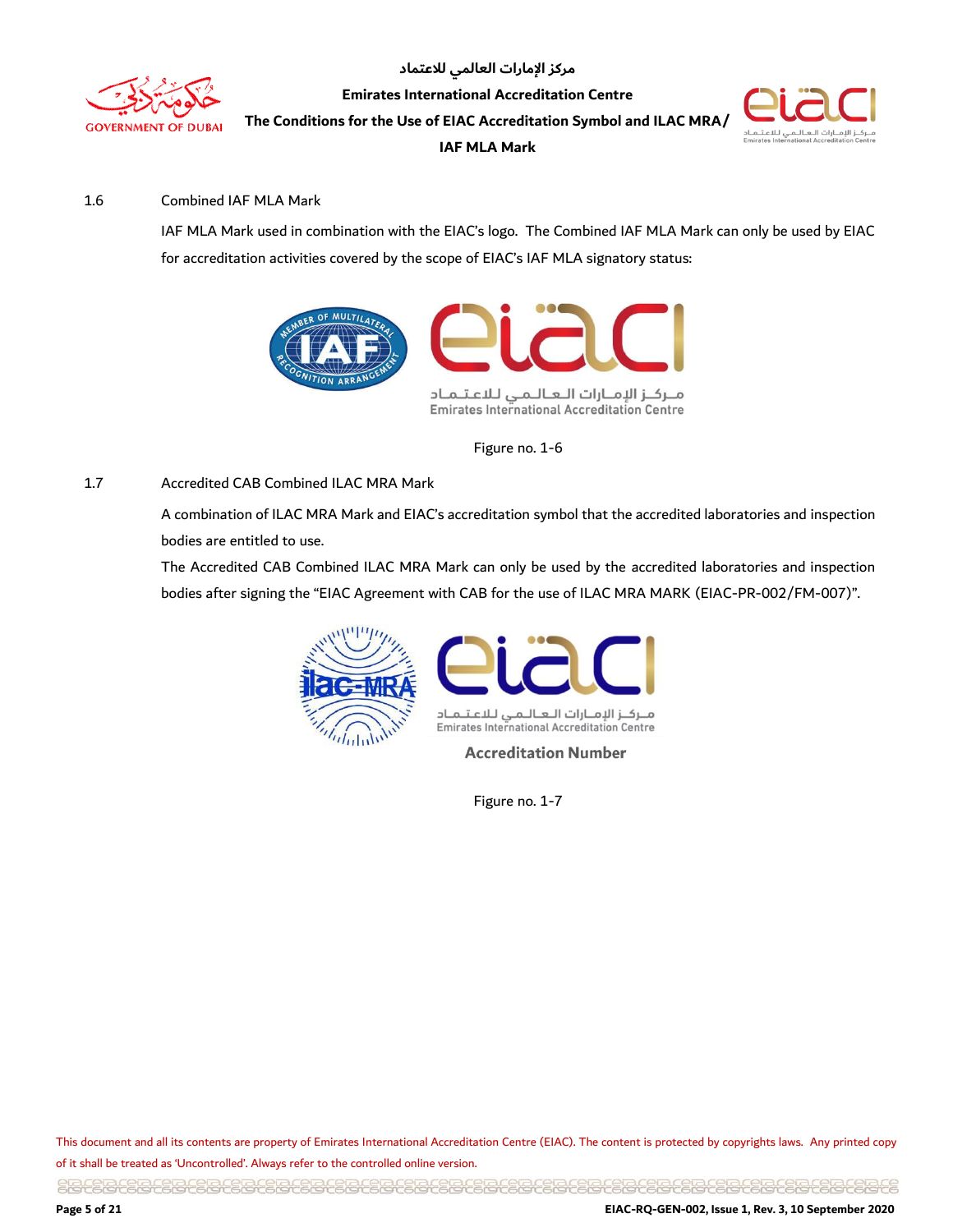1.6 Combined IAF MLA Mark

IAF MLA Mark used in combination with the EIAC's logo. The Combined IAF MLA Mark can only be used by EIAC for accreditation activities covered by the scope of EIAC's IAF MLA signatory status:

Figure no. 1-6

1.7 Accredited CAB Combined ILAC MRA Mark

A combination of ILAC MRA Mark and EIAC's accreditation symbol that the accredited laboratories and inspection bodies are entitled to use.

The Accredited CAB Combined ILAC MRA Mark can only be used by the accredited laboratories and inspection bodies after signing the "EIAC Agreement with CAB for the use of ILAC MRA MARK (EIAC-PR-002/FM-007)".

Figure no. 1-7

This document and all its contents are property of Emirates International Accreditation Centre (EIAC). The content is protected by copyrights laws. Any printed copy of it shall be treated as 'Uncontrolled'. Always refer to the controlled online version.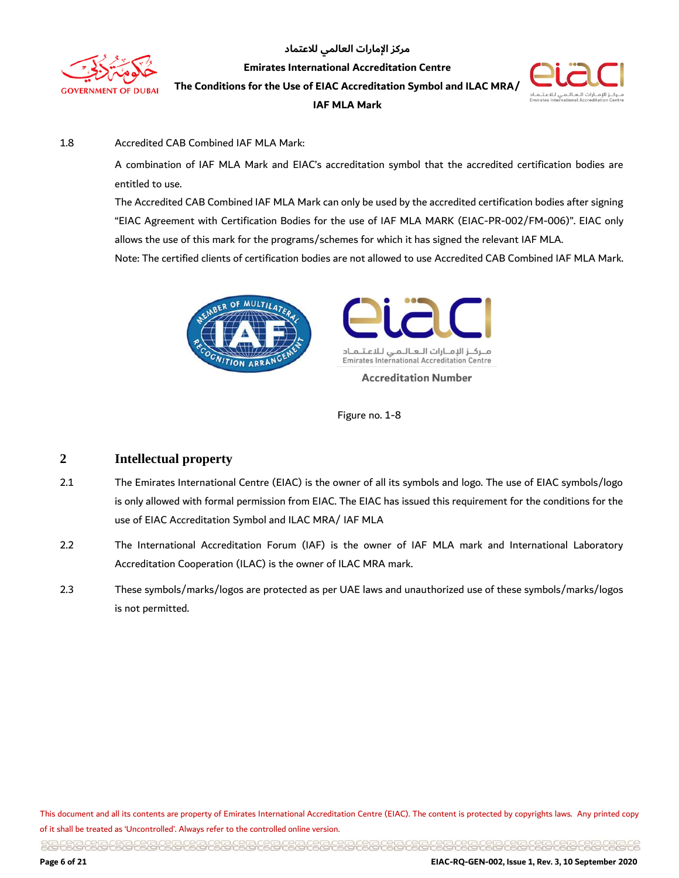1.8 Accredited CAB Combined IAF MLA Mark:

A combination of IAF MLA Mark and EIAC's accreditation symbol that the accredited certification bodies are entitled to use.

The Accredited CAB Combined IAF MLA Mark can only be used by the accredited certification bodies after signing "EIAC Agreement with Certification Bodies for the use of IAF MLA MARK (EIAC-PR-002/FM-006)". EIAC only allows the use of this mark for the programs/schemes for which it has signed the relevant IAF MLA.

Note: The certified clients of certification bodies are not allowed to use Accredited CAB Combined IAF MLA Mark.

Accreditation Number

Figure no. 1-8

## 2 Intellectual property

2.1 The Emirates International Centre (EIAC) is the owner of all its symbols and logo. The use of EIAC symbols/logo is only allowed with formal permission from EIAC. The EIAC has issued this requirement for the conditions for the use of EIAC Accreditation Symbol and ILAC MRA/ IAF MLA

2.2 The International Accreditation Forum (IAF) is the owner of IAF MLA mark and International Laboratory Accreditation Cooperation (ILAC) is the owner of ILAC MRA mark.

2.3 These symbols/marks/logos are protected as per UAE laws and unauthorized use of these symbols/marks/logos is not permitted.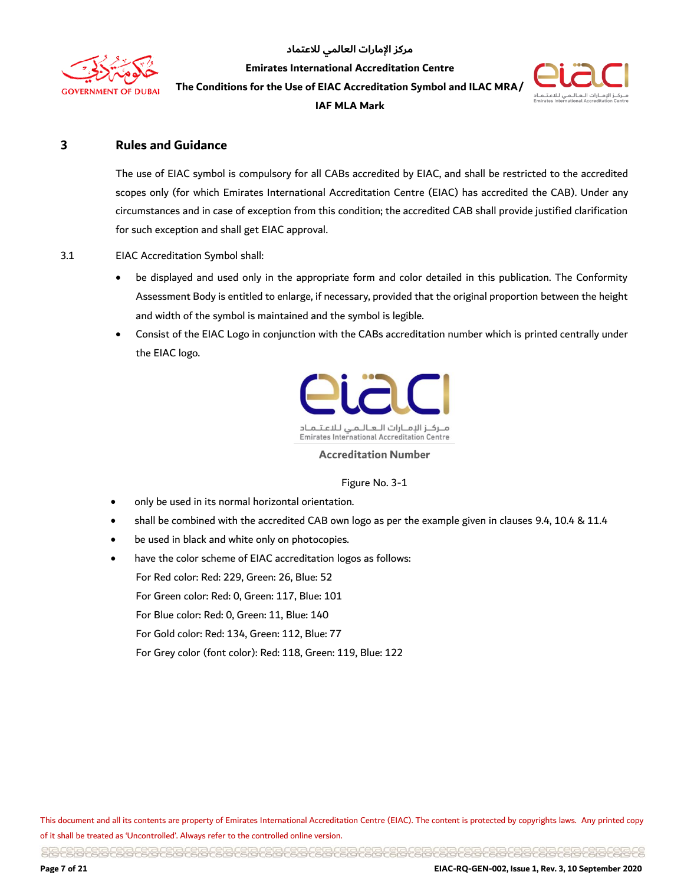## 3 Rules and Guidance

The use of EIAC symbol is compulsory for all CABs accredited by EIAC, and shall be restricted to the accredited scopes only (for which Emirates International Accreditation Centre (EIAC) has accredited the CAB). Under any circumstances and in case of exception from this condition; the accredited CAB shall provide justified clarification for such exception and shall get EIAC approval.

3.1 EIAC Accreditation Symbol shall:

- be displayed and used only in the appropriate form and color detailed in this publication. The Conformity Assessment Body is entitled to enlarge, if necessary, provided that the original proportion between the height and width of the symbol is maintained and the symbol is legible.
- Consist of the EIAC Logo in conjunction with the CABs accreditation number which is printed centrally under the EIAC logo.

مـركـز الإمـارات الـعـالـمـي للاعـتـمـاد
Emirates International Accreditation Centre
Accreditation Number

Figure No. 3-1

- only be used in its normal horizontal orientation.
- shall be combined with the accredited CAB own logo as per the example given in clauses 9.4, 10.4 & 11.4
- be used in black and white only on photocopies.
- have the color scheme of EIAC accreditation logos as follows:

  For Red color: Red: 229, Green: 26, Blue: 52

  For Green color: Red: 0, Green: 117, Blue: 101

  For Blue color: Red: 0, Green: 11, Blue: 140

  For Gold color: Red: 134, Green: 112, Blue: 77

  For Grey color (font color): Red: 118, Green: 119, Blue: 122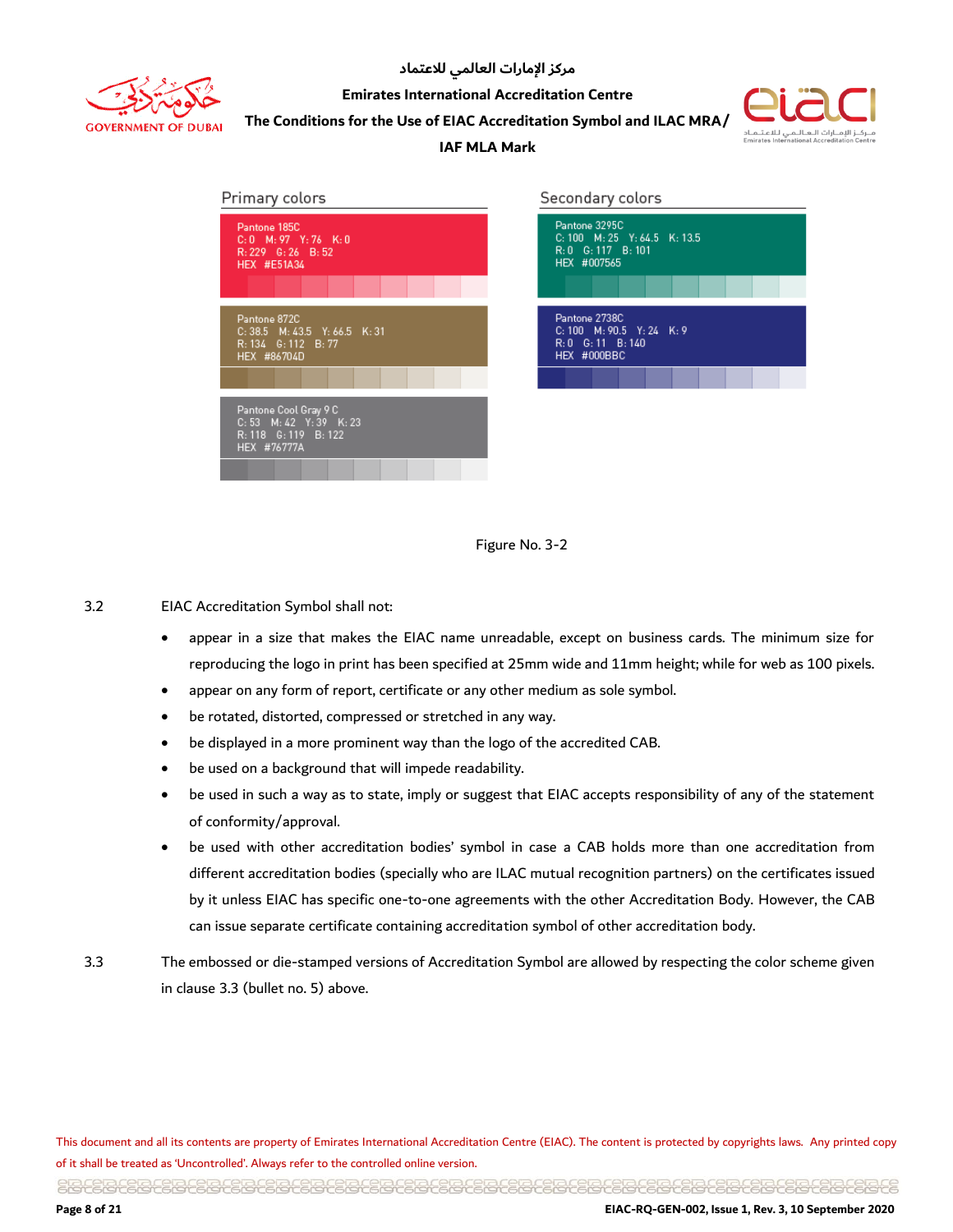Primary colors

Pantone 185C
C: 0 M: 97 Y: 76 K: 0
R: 229 G: 26 B: 52
HEX #E51A34

Pantone 872C
C: 38.5 M: 43.5 Y: 66.5 K: 31
R: 134 G: 112 B: 77
HEX #86704D

Pantone Cool Gray 9 C
C: 53 M: 42 Y: 39 K: 23
R: 118 G: 119 B: 122
HEX #76777A

Secondary colors

Pantone 3295C
C: 100 M: 25 Y: 64.5 K: 13.5
R: 0 G: 117 B: 101
HEX #007565

Pantone 2738C
C: 100 M: 90.5 Y: 24 K: 9
R: 0 G: 11 B: 140
HEX #000BBC

Figure No. 3-2

3.2 EIAC Accreditation Symbol shall not:

- appear in a size that makes the EIAC name unreadable, except on business cards. The minimum size for reproducing the logo in print has been specified at 25mm wide and 11mm height; while for web as 100 pixels.
- appear on any form of report, certificate or any other medium as sole symbol.
- be rotated, distorted, compressed or stretched in any way.
- be displayed in a more prominent way than the logo of the accredited CAB.
- be used on a background that will impede readability.
- be used in such a way as to state, imply or suggest that EIAC accepts responsibility of any of the statement of conformity/approval.
- be used with other accreditation bodies' symbol in case a CAB holds more than one accreditation from different accreditation bodies (specially who are ILAC mutual recognition partners) on the certificates issued by it unless EIAC has specific one-to-one agreements with the other Accreditation Body. However, the CAB can issue separate certificate containing accreditation symbol of other accreditation body.

3.3 The embossed or die-stamped versions of Accreditation Symbol are allowed by respecting the color scheme given in clause 3.3 (bullet no. 5) above.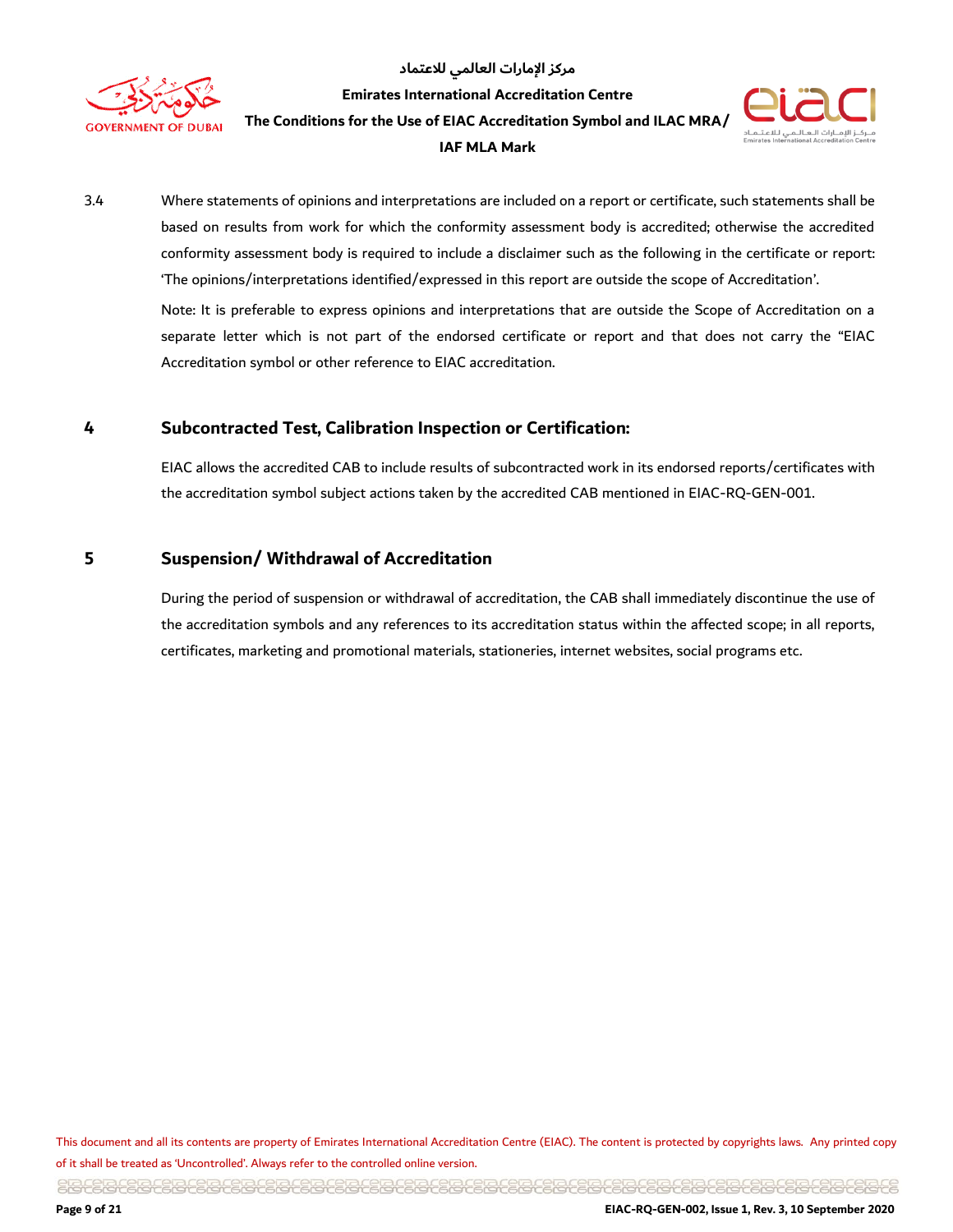3.4 Where statements of opinions and interpretations are included on a report or certificate, such statements shall be based on results from work for which the conformity assessment body is accredited; otherwise the accredited conformity assessment body is required to include a disclaimer such as the following in the certificate or report: 'The opinions/interpretations identified/expressed in this report are outside the scope of Accreditation'.

Note: It is preferable to express opinions and interpretations that are outside the Scope of Accreditation on a separate letter which is not part of the endorsed certificate or report and that does not carry the "EIAC Accreditation symbol or other reference to EIAC accreditation.

## 4 Subcontracted Test, Calibration Inspection or Certification:

EIAC allows the accredited CAB to include results of subcontracted work in its endorsed reports/certificates with the accreditation symbol subject actions taken by the accredited CAB mentioned in EIAC-RQ-GEN-001.

## 5 Suspension/ Withdrawal of Accreditation

During the period of suspension or withdrawal of accreditation, the CAB shall immediately discontinue the use of the accreditation symbols and any references to its accreditation status within the affected scope; in all reports, certificates, marketing and promotional materials, stationeries, internet websites, social programs etc.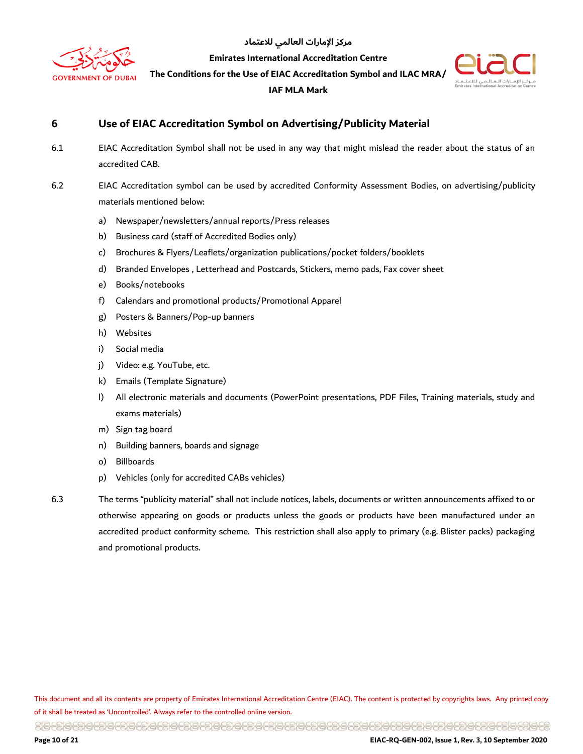## 6 Use of EIAC Accreditation Symbol on Advertising/Publicity Material

6.1 EIAC Accreditation Symbol shall not be used in any way that might mislead the reader about the status of an accredited CAB.

6.2 EIAC Accreditation symbol can be used by accredited Conformity Assessment Bodies, on advertising/publicity materials mentioned below:

a) Newspaper/newsletters/annual reports/Press releases
b) Business card (staff of Accredited Bodies only)
c) Brochures & Flyers/Leaflets/organization publications/pocket folders/booklets
d) Branded Envelopes , Letterhead and Postcards, Stickers, memo pads, Fax cover sheet
e) Books/notebooks
f) Calendars and promotional products/Promotional Apparel
g) Posters & Banners/Pop-up banners
h) Websites
i) Social media
j) Video: e.g. YouTube, etc.
k) Emails (Template Signature)
l) All electronic materials and documents (PowerPoint presentations, PDF Files, Training materials, study and exams materials)
m) Sign tag board
n) Building banners, boards and signage
o) Billboards
p) Vehicles (only for accredited CABs vehicles)

6.3 The terms "publicity material" shall not include notices, labels, documents or written announcements affixed to or otherwise appearing on goods or products unless the goods or products have been manufactured under an accredited product conformity scheme. This restriction shall also apply to primary (e.g. Blister packs) packaging and promotional products.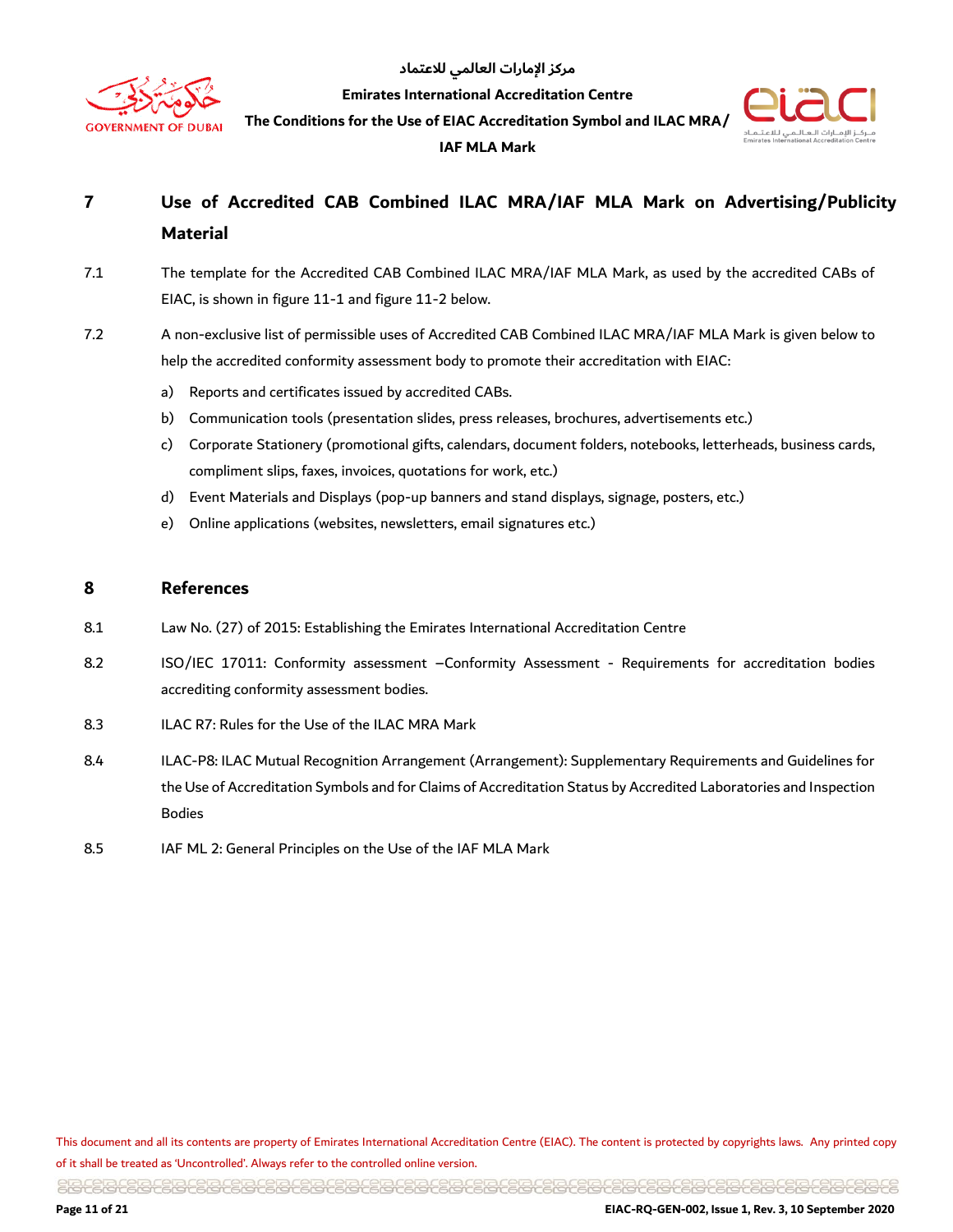## 7 Use of Accredited CAB Combined ILAC MRA/IAF MLA Mark on Advertising/Publicity Material

7.1 The template for the Accredited CAB Combined ILAC MRA/IAF MLA Mark, as used by the accredited CABs of EIAC, is shown in figure 11-1 and figure 11-2 below.

7.2 A non-exclusive list of permissible uses of Accredited CAB Combined ILAC MRA/IAF MLA Mark is given below to help the accredited conformity assessment body to promote their accreditation with EIAC:

a) Reports and certificates issued by accredited CABs.
b) Communication tools (presentation slides, press releases, brochures, advertisements etc.)
c) Corporate Stationery (promotional gifts, calendars, document folders, notebooks, letterheads, business cards, compliment slips, faxes, invoices, quotations for work, etc.)
d) Event Materials and Displays (pop-up banners and stand displays, signage, posters, etc.)
e) Online applications (websites, newsletters, email signatures etc.)

## 8 References

8.1 Law No. (27) of 2015: Establishing the Emirates International Accreditation Centre

8.2 ISO/IEC 17011: Conformity assessment –Conformity Assessment - Requirements for accreditation bodies accrediting conformity assessment bodies.

8.3 ILAC R7: Rules for the Use of the ILAC MRA Mark

8.4 ILAC-P8: ILAC Mutual Recognition Arrangement (Arrangement): Supplementary Requirements and Guidelines for the Use of Accreditation Symbols and for Claims of Accreditation Status by Accredited Laboratories and Inspection Bodies

8.5 IAF ML 2: General Principles on the Use of the IAF MLA Mark

This document and all its contents are property of Emirates International Accreditation Centre (EIAC). The content is protected by copyrights laws. Any printed copy of it shall be treated as 'Uncontrolled'. Always refer to the controlled online version.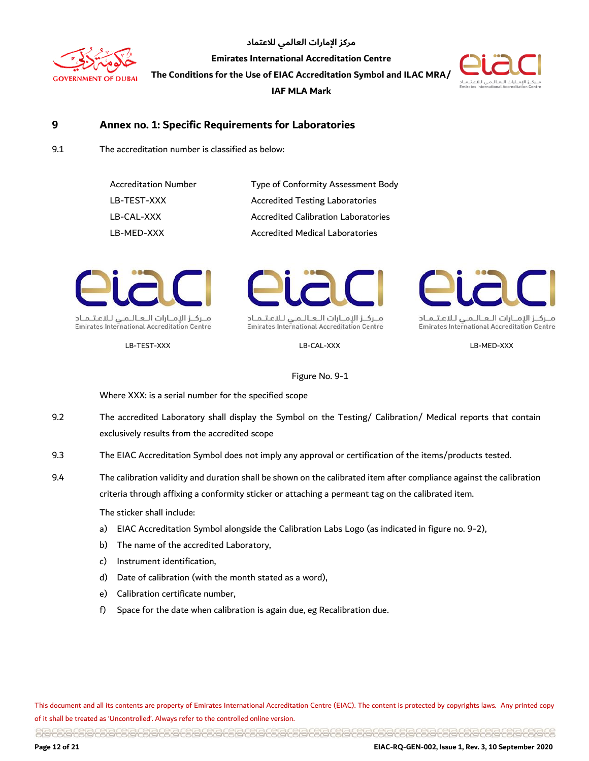## 9 Annex no. 1: Specific Requirements for Laboratories

9.1 The accreditation number is classified as below:

| Accreditation Number | Type of Conformity Assessment Body |
|---|---|
| LB-TEST-XXX | Accredited Testing Laboratories |
| LB-CAL-XXX | Accredited Calibration Laboratories |
| LB-MED-XXX | Accredited Medical Laboratories |

LB-TEST-XXX LB-CAL-XXX LB-MED-XXX

Figure No. 9-1

Where XXX: is a serial number for the specified scope

9.2 The accredited Laboratory shall display the Symbol on the Testing/ Calibration/ Medical reports that contain exclusively results from the accredited scope

9.3 The EIAC Accreditation Symbol does not imply any approval or certification of the items/products tested.

9.4 The calibration validity and duration shall be shown on the calibrated item after compliance against the calibration criteria through affixing a conformity sticker or attaching a permeant tag on the calibrated item.

The sticker shall include:

a) EIAC Accreditation Symbol alongside the Calibration Labs Logo (as indicated in figure no. 9-2),
b) The name of the accredited Laboratory,
c) Instrument identification,
d) Date of calibration (with the month stated as a word),
e) Calibration certificate number,
f) Space for the date when calibration is again due, eg Recalibration due.

This document and all its contents are property of Emirates International Accreditation Centre (EIAC). The content is protected by copyrights laws. Any printed copy of it shall be treated as 'Uncontrolled'. Always refer to the controlled online version.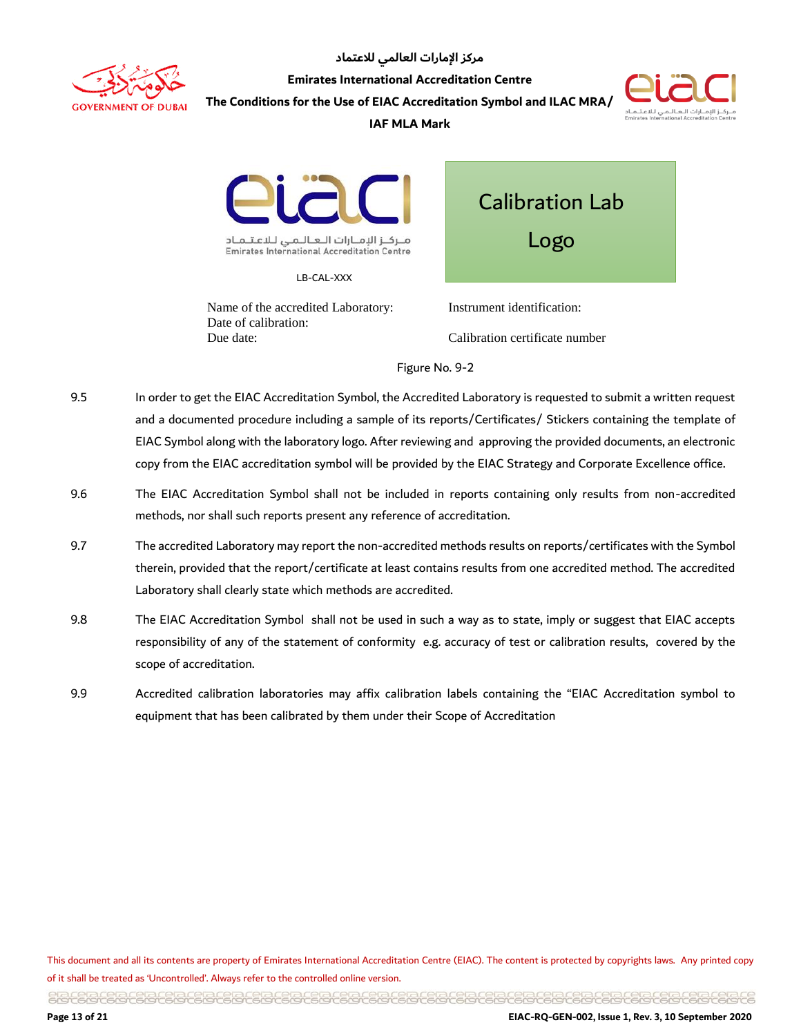LB-CAL-XXX

Calibration Lab Logo

Name of the accredited Laboratory:
Date of calibration:
Due date:

Instrument identification:

Calibration certificate number

Figure No. 9-2

9.5 In order to get the EIAC Accreditation Symbol, the Accredited Laboratory is requested to submit a written request and a documented procedure including a sample of its reports/Certificates/ Stickers containing the template of EIAC Symbol along with the laboratory logo. After reviewing and approving the provided documents, an electronic copy from the EIAC accreditation symbol will be provided by the EIAC Strategy and Corporate Excellence office.

9.6 The EIAC Accreditation Symbol shall not be included in reports containing only results from non-accredited methods, nor shall such reports present any reference of accreditation.

9.7 The accredited Laboratory may report the non-accredited methods results on reports/certificates with the Symbol therein, provided that the report/certificate at least contains results from one accredited method. The accredited Laboratory shall clearly state which methods are accredited.

9.8 The EIAC Accreditation Symbol shall not be used in such a way as to state, imply or suggest that EIAC accepts responsibility of any of the statement of conformity e.g. accuracy of test or calibration results, covered by the scope of accreditation.

9.9 Accredited calibration laboratories may affix calibration labels containing the "EIAC Accreditation symbol to equipment that has been calibrated by them under their Scope of Accreditation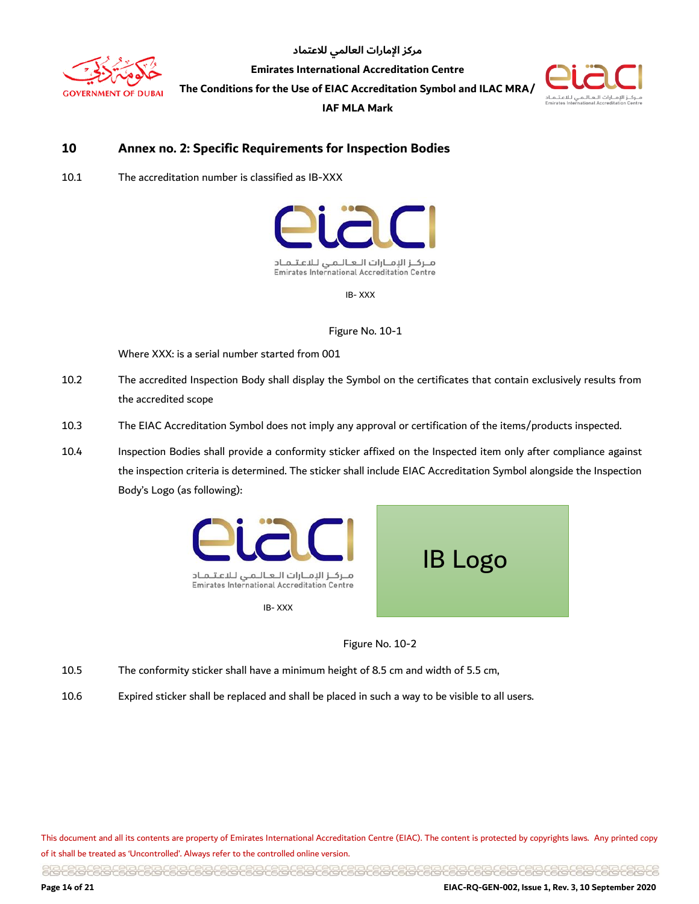## 10 Annex no. 2: Specific Requirements for Inspection Bodies

10.1 The accreditation number is classified as IB-XXX

IB- XXX

Figure No. 10-1

Where XXX: is a serial number started from 001

10.2 The accredited Inspection Body shall display the Symbol on the certificates that contain exclusively results from the accredited scope

10.3 The EIAC Accreditation Symbol does not imply any approval or certification of the items/products inspected.

10.4 Inspection Bodies shall provide a conformity sticker affixed on the Inspected item only after compliance against the inspection criteria is determined. The sticker shall include EIAC Accreditation Symbol alongside the Inspection Body's Logo (as following):

IB- XXX

IB Logo

Figure No. 10-2

10.5 The conformity sticker shall have a minimum height of 8.5 cm and width of 5.5 cm,

10.6 Expired sticker shall be replaced and shall be placed in such a way to be visible to all users.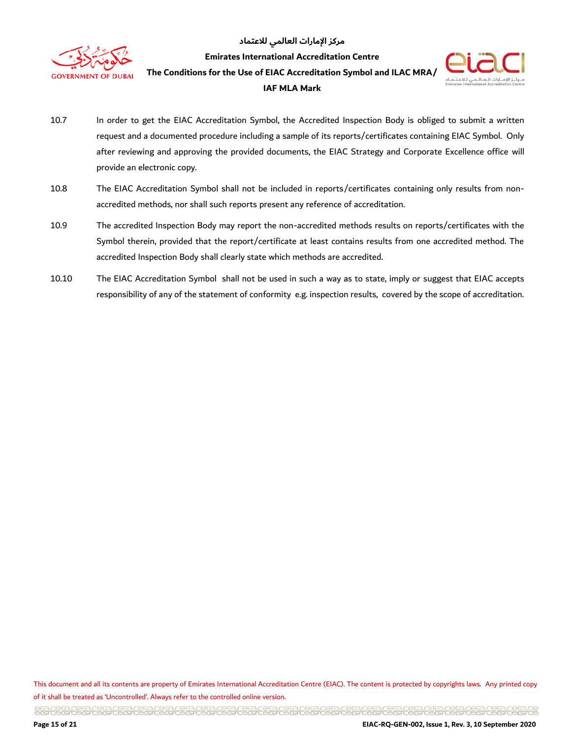10.7 In order to get the EIAC Accreditation Symbol, the Accredited Inspection Body is obliged to submit a written request and a documented procedure including a sample of its reports/certificates containing EIAC Symbol. Only after reviewing and approving the provided documents, the EIAC Strategy and Corporate Excellence office will provide an electronic copy.

10.8 The EIAC Accreditation Symbol shall not be included in reports/certificates containing only results from non-accredited methods, nor shall such reports present any reference of accreditation.

10.9 The accredited Inspection Body may report the non-accredited methods results on reports/certificates with the Symbol therein, provided that the report/certificate at least contains results from one accredited method. The accredited Inspection Body shall clearly state which methods are accredited.

10.10 The EIAC Accreditation Symbol shall not be used in such a way as to state, imply or suggest that EIAC accepts responsibility of any of the statement of conformity e.g. inspection results, covered by the scope of accreditation.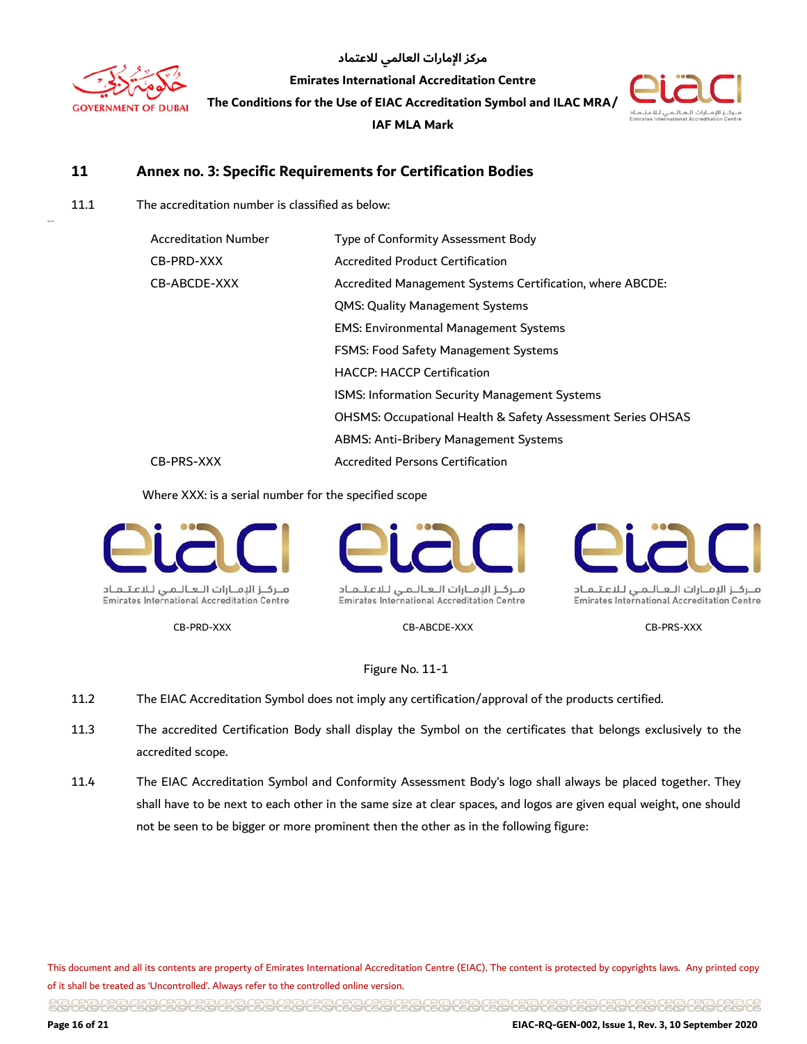## 11 Annex no. 3: Specific Requirements for Certification Bodies

11.1 The accreditation number is classified as below:

| Accreditation Number | Type of Conformity Assessment Body |
|---|---|
| CB-PRD-XXX | Accredited Product Certification |
| CB-ABCDE-XXX | Accredited Management Systems Certification, where ABCDE: |
| | QMS: Quality Management Systems |
| | EMS: Environmental Management Systems |
| | FSMS: Food Safety Management Systems |
| | HACCP: HACCP Certification |
| | ISMS: Information Security Management Systems |
| | OHSMS: Occupational Health & Safety Assessment Series OHSAS |
| | ABMS: Anti-Bribery Management Systems |
| CB-PRS-XXX | Accredited Persons Certification |

Where XXX: is a serial number for the specified scope

مـركـز الإمـارات الـعـالـمـي لـلاعـتـمـاد
Emirates International Accreditation Centre
CB-PRD-XXX

مـركـز الإمـارات الـعـالـمـي لـلاعـتـمـاد
Emirates International Accreditation Centre
CB-ABCDE-XXX

مـركـز الإمـارات الـعـالـمـي لـلاعـتـمـاد
Emirates International Accreditation Centre
CB-PRS-XXX

Figure No. 11-1

11.2 The EIAC Accreditation Symbol does not imply any certification/approval of the products certified.

11.3 The accredited Certification Body shall display the Symbol on the certificates that belongs exclusively to the accredited scope.

11.4 The EIAC Accreditation Symbol and Conformity Assessment Body's logo shall always be placed together. They shall have to be next to each other in the same size at clear spaces, and logos are given equal weight, one should not be seen to be bigger or more prominent then the other as in the following figure: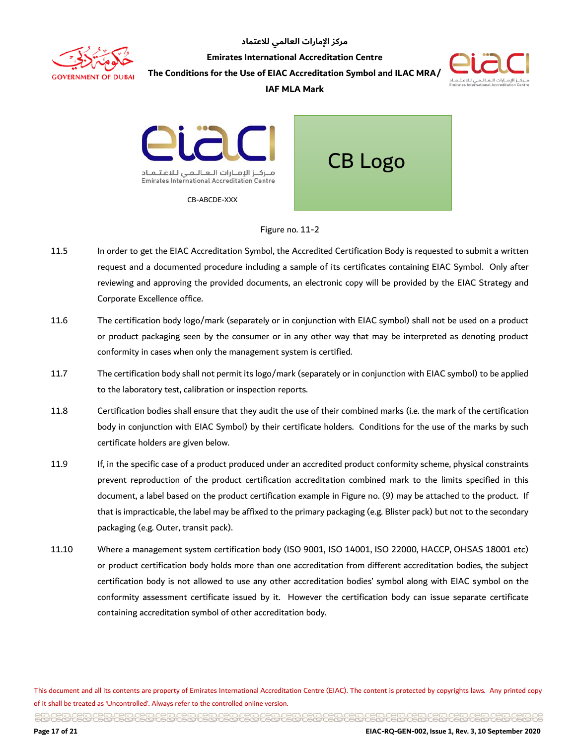CB-ABCDE-XXX

CB Logo

Figure no. 11-2

11.5 In order to get the EIAC Accreditation Symbol, the Accredited Certification Body is requested to submit a written request and a documented procedure including a sample of its certificates containing EIAC Symbol. Only after reviewing and approving the provided documents, an electronic copy will be provided by the EIAC Strategy and Corporate Excellence office.

11.6 The certification body logo/mark (separately or in conjunction with EIAC symbol) shall not be used on a product or product packaging seen by the consumer or in any other way that may be interpreted as denoting product conformity in cases when only the management system is certified.

11.7 The certification body shall not permit its logo/mark (separately or in conjunction with EIAC symbol) to be applied to the laboratory test, calibration or inspection reports.

11.8 Certification bodies shall ensure that they audit the use of their combined marks (i.e. the mark of the certification body in conjunction with EIAC Symbol) by their certificate holders. Conditions for the use of the marks by such certificate holders are given below.

11.9 If, in the specific case of a product produced under an accredited product conformity scheme, physical constraints prevent reproduction of the product certification accreditation combined mark to the limits specified in this document, a label based on the product certification example in Figure no. (9) may be attached to the product. If that is impracticable, the label may be affixed to the primary packaging (e.g. Blister pack) but not to the secondary packaging (e.g. Outer, transit pack).

11.10 Where a management system certification body (ISO 9001, ISO 14001, ISO 22000, HACCP, OHSAS 18001 etc) or product certification body holds more than one accreditation from different accreditation bodies, the subject certification body is not allowed to use any other accreditation bodies' symbol along with EIAC symbol on the conformity assessment certificate issued by it. However the certification body can issue separate certificate containing accreditation symbol of other accreditation body.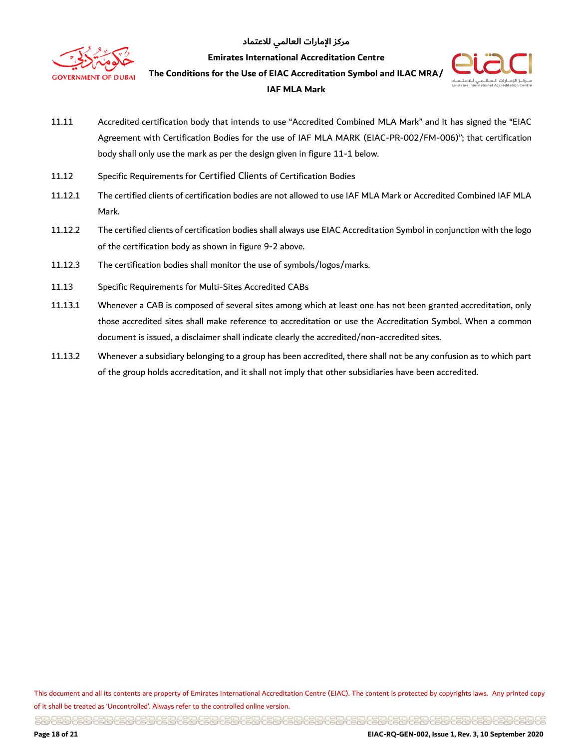11.11 Accredited certification body that intends to use "Accredited Combined MLA Mark" and it has signed the "EIAC Agreement with Certification Bodies for the use of IAF MLA MARK (EIAC-PR-002/FM-006)"; that certification body shall only use the mark as per the design given in figure 11-1 below.

11.12 Specific Requirements for Certified Clients of Certification Bodies

11.12.1 The certified clients of certification bodies are not allowed to use IAF MLA Mark or Accredited Combined IAF MLA Mark.

11.12.2 The certified clients of certification bodies shall always use EIAC Accreditation Symbol in conjunction with the logo of the certification body as shown in figure 9-2 above.

11.12.3 The certification bodies shall monitor the use of symbols/logos/marks.

11.13 Specific Requirements for Multi-Sites Accredited CABs

11.13.1 Whenever a CAB is composed of several sites among which at least one has not been granted accreditation, only those accredited sites shall make reference to accreditation or use the Accreditation Symbol. When a common document is issued, a disclaimer shall indicate clearly the accredited/non-accredited sites.

11.13.2 Whenever a subsidiary belonging to a group has been accredited, there shall not be any confusion as to which part of the group holds accreditation, and it shall not imply that other subsidiaries have been accredited.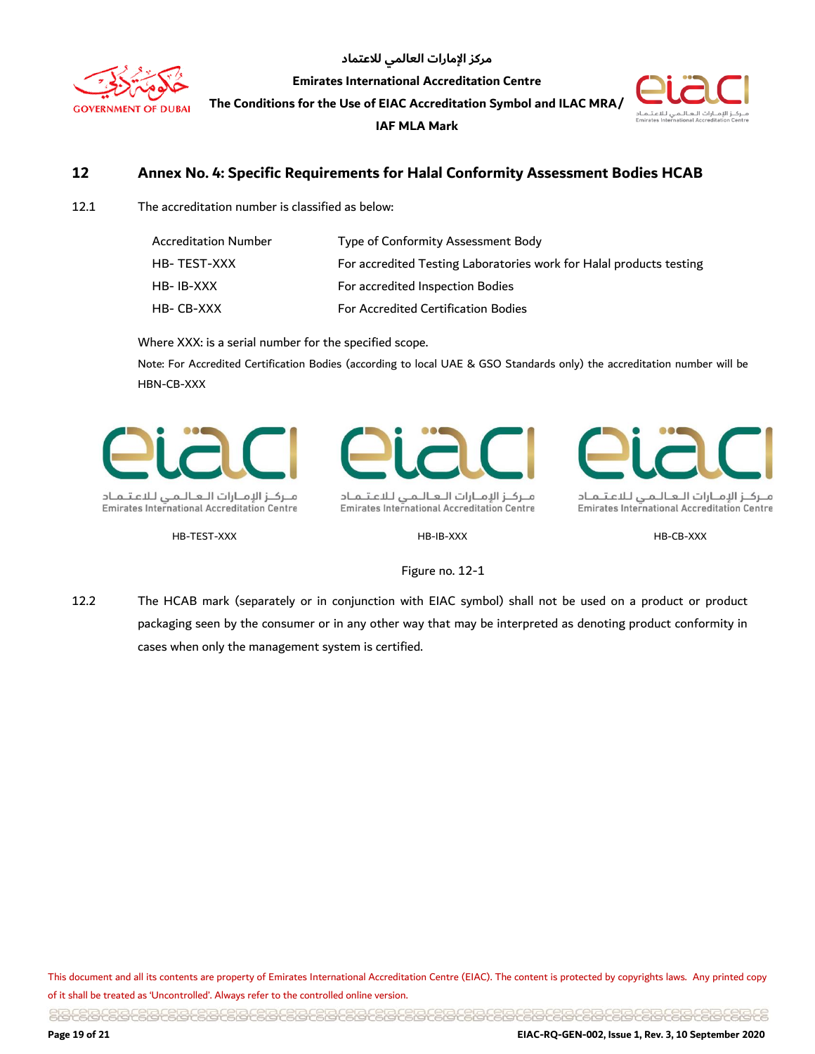## 12 Annex No. 4: Specific Requirements for Halal Conformity Assessment Bodies HCAB

12.1 The accreditation number is classified as below:

| Accreditation Number | Type of Conformity Assessment Body |
|---|---|
| HB- TEST-XXX | For accredited Testing Laboratories work for Halal products testing |
| HB- IB-XXX | For accredited Inspection Bodies |
| HB- CB-XXX | For Accredited Certification Bodies |

Where XXX: is a serial number for the specified scope.

Note: For Accredited Certification Bodies (according to local UAE & GSO Standards only) the accreditation number will be HBN-CB-XXX

HB-TEST-XXX HB-IB-XXX HB-CB-XXX

Figure no. 12-1

12.2 The HCAB mark (separately or in conjunction with EIAC symbol) shall not be used on a product or product packaging seen by the consumer or in any other way that may be interpreted as denoting product conformity in cases when only the management system is certified.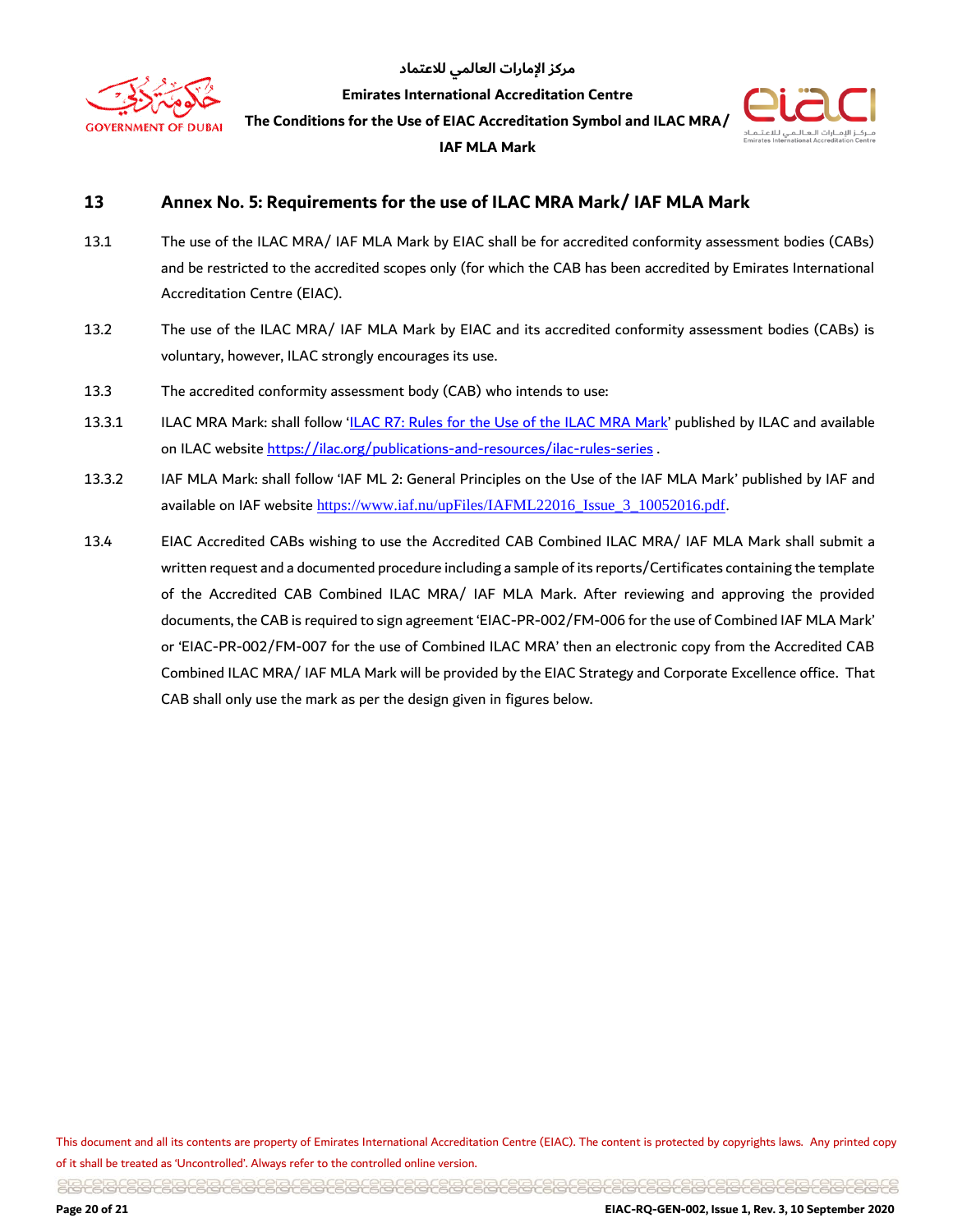## 13 Annex No. 5: Requirements for the use of ILAC MRA Mark/ IAF MLA Mark

13.1 The use of the ILAC MRA/ IAF MLA Mark by EIAC shall be for accredited conformity assessment bodies (CABs) and be restricted to the accredited scopes only (for which the CAB has been accredited by Emirates International Accreditation Centre (EIAC).

13.2 The use of the ILAC MRA/ IAF MLA Mark by EIAC and its accredited conformity assessment bodies (CABs) is voluntary, however, ILAC strongly encourages its use.

13.3 The accredited conformity assessment body (CAB) who intends to use:

13.3.1 ILAC MRA Mark: shall follow 'ILAC R7: Rules for the Use of the ILAC MRA Mark' published by ILAC and available on ILAC website https://ilac.org/publications-and-resources/ilac-rules-series .

13.3.2 IAF MLA Mark: shall follow 'IAF ML 2: General Principles on the Use of the IAF MLA Mark' published by IAF and available on IAF website https://www.iaf.nu/upFiles/IAFML22016_Issue_3_10052016.pdf.

13.4 EIAC Accredited CABs wishing to use the Accredited CAB Combined ILAC MRA/ IAF MLA Mark shall submit a written request and a documented procedure including a sample of its reports/Certificates containing the template of the Accredited CAB Combined ILAC MRA/ IAF MLA Mark. After reviewing and approving the provided documents, the CAB is required to sign agreement 'EIAC-PR-002/FM-006 for the use of Combined IAF MLA Mark' or 'EIAC-PR-002/FM-007 for the use of Combined ILAC MRA' then an electronic copy from the Accredited CAB Combined ILAC MRA/ IAF MLA Mark will be provided by the EIAC Strategy and Corporate Excellence office. That CAB shall only use the mark as per the design given in figures below.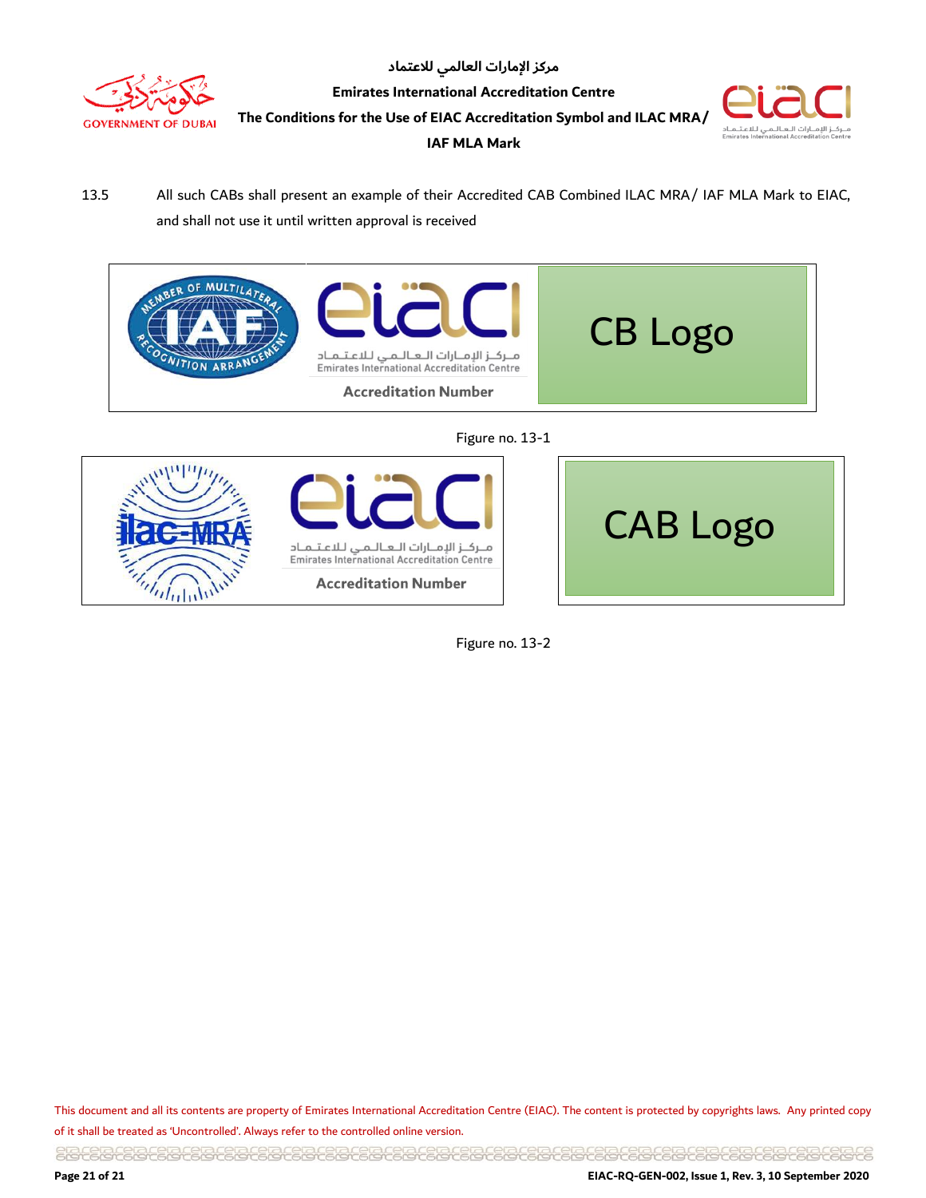13.5 All such CABs shall present an example of their Accredited CAB Combined ILAC MRA/ IAF MLA Mark to EIAC, and shall not use it until written approval is received

MEMBER OF MULTILATERAL RECOGNITION ARRANGEMENT IAF

eiac

مـركـز الإمـارات الـعـالـمـي للاعـتـمـاد

Emirates International Accreditation Centre

Accreditation Number

CB Logo

Figure no. 13-1

ilac-MRA

eiac

مـركـز الإمـارات الـعـالـمـي للاعـتـمـاد

Emirates International Accreditation Centre

Accreditation Number

CAB Logo

Figure no. 13-2

This document and all its contents are property of Emirates International Accreditation Centre (EIAC). The content is protected by copyrights laws. Any printed copy of it shall be treated as 'Uncontrolled'. Always refer to the controlled online version.